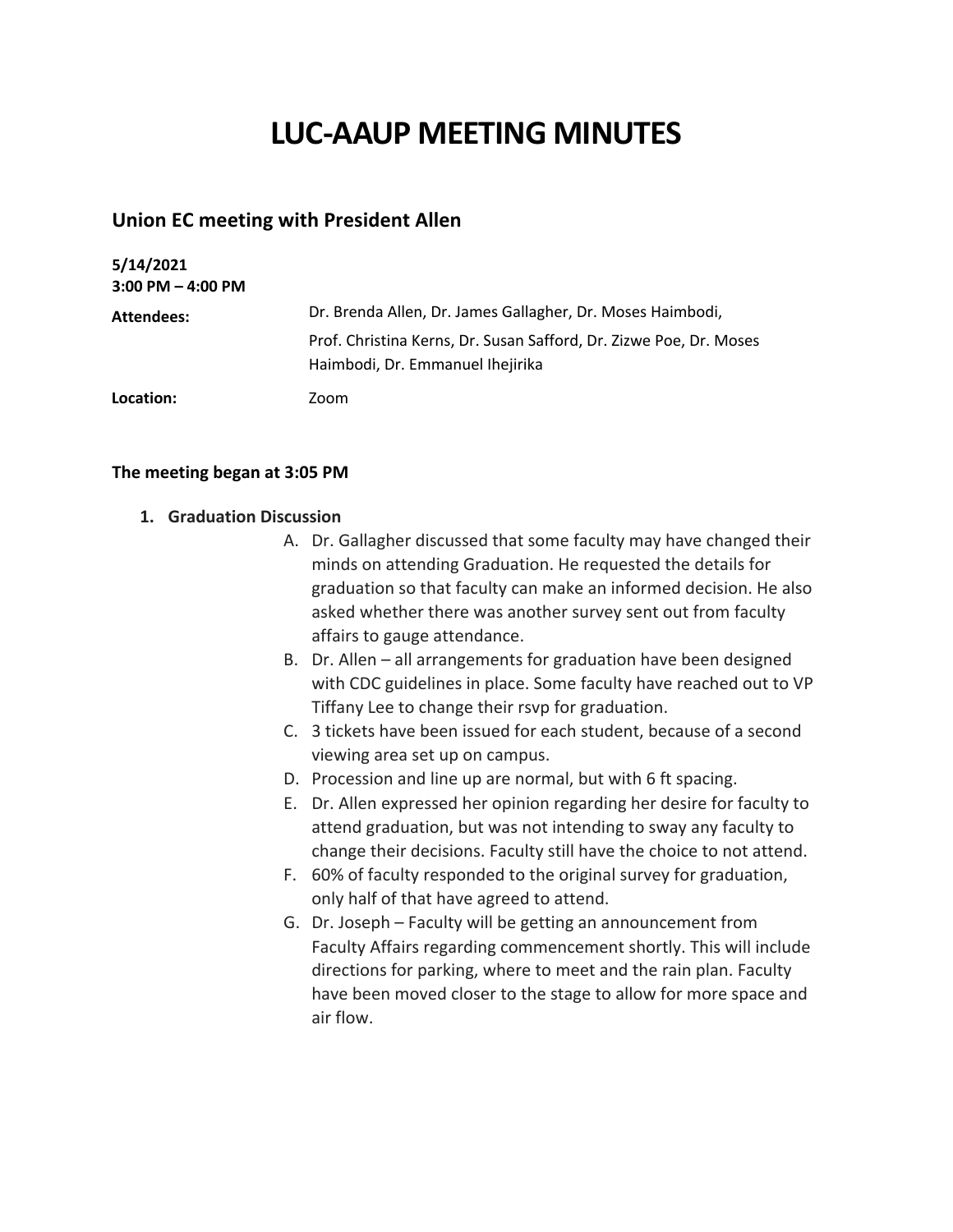# LUC-AAUP MEETING MINUTES

## Union EC meeting with President Allen

**5/14/2021**
**3:00 PM – 4:00 PM**

**Attendees:** Dr. Brenda Allen, Dr. James Gallagher, Dr. Moses Haimbodi, Prof. Christina Kerns, Dr. Susan Safford, Dr. Zizwe Poe, Dr. Moses Haimbodi, Dr. Emmanuel Ihejirika

**Location:** Zoom

**The meeting began at 3:05 PM**

1. **Graduation Discussion**
   A. Dr. Gallagher discussed that some faculty may have changed their minds on attending Graduation. He requested the details for graduation so that faculty can make an informed decision. He also asked whether there was another survey sent out from faculty affairs to gauge attendance.
   B. Dr. Allen – all arrangements for graduation have been designed with CDC guidelines in place. Some faculty have reached out to VP Tiffany Lee to change their rsvp for graduation.
   C. 3 tickets have been issued for each student, because of a second viewing area set up on campus.
   D. Procession and line up are normal, but with 6 ft spacing.
   E. Dr. Allen expressed her opinion regarding her desire for faculty to attend graduation, but was not intending to sway any faculty to change their decisions. Faculty still have the choice to not attend.
   F. 60% of faculty responded to the original survey for graduation, only half of that have agreed to attend.
   G. Dr. Joseph – Faculty will be getting an announcement from Faculty Affairs regarding commencement shortly. This will include directions for parking, where to meet and the rain plan. Faculty have been moved closer to the stage to allow for more space and air flow.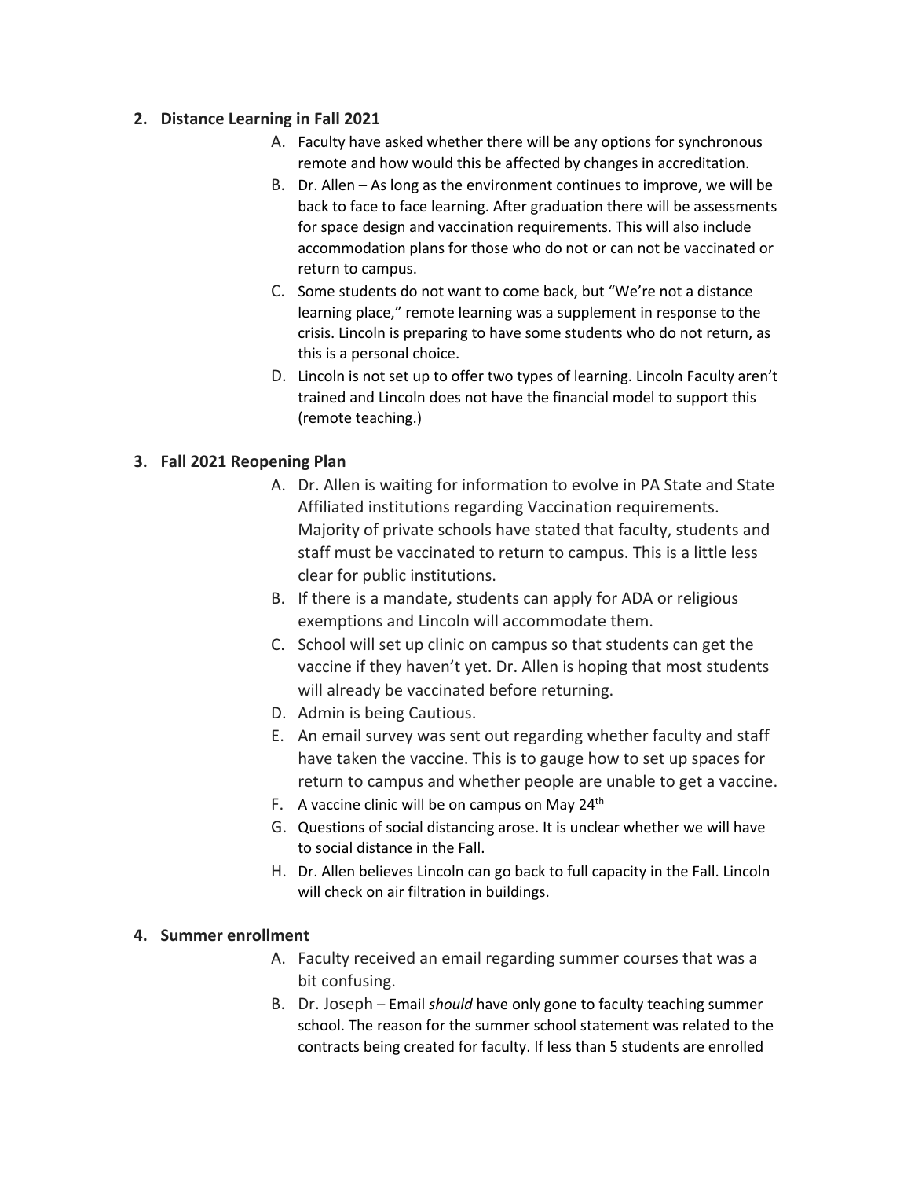2. **Distance Learning in Fall 2021**

   A. Faculty have asked whether there will be any options for synchronous remote and how would this be affected by changes in accreditation.

   B. Dr. Allen – As long as the environment continues to improve, we will be back to face to face learning. After graduation there will be assessments for space design and vaccination requirements. This will also include accommodation plans for those who do not or can not be vaccinated or return to campus.

   C. Some students do not want to come back, but "We're not a distance learning place," remote learning was a supplement in response to the crisis. Lincoln is preparing to have some students who do not return, as this is a personal choice.

   D. Lincoln is not set up to offer two types of learning. Lincoln Faculty aren't trained and Lincoln does not have the financial model to support this (remote teaching.)

3. **Fall 2021 Reopening Plan**

   A. Dr. Allen is waiting for information to evolve in PA State and State Affiliated institutions regarding Vaccination requirements. Majority of private schools have stated that faculty, students and staff must be vaccinated to return to campus. This is a little less clear for public institutions.

   B. If there is a mandate, students can apply for ADA or religious exemptions and Lincoln will accommodate them.

   C. School will set up clinic on campus so that students can get the vaccine if they haven't yet. Dr. Allen is hoping that most students will already be vaccinated before returning.

   D. Admin is being Cautious.

   E. An email survey was sent out regarding whether faculty and staff have taken the vaccine. This is to gauge how to set up spaces for return to campus and whether people are unable to get a vaccine.

   F. A vaccine clinic will be on campus on May 24th

   G. Questions of social distancing arose. It is unclear whether we will have to social distance in the Fall.

   H. Dr. Allen believes Lincoln can go back to full capacity in the Fall. Lincoln will check on air filtration in buildings.

4. **Summer enrollment**

   A. Faculty received an email regarding summer courses that was a bit confusing.

   B. Dr. Joseph – Email *should* have only gone to faculty teaching summer school. The reason for the summer school statement was related to the contracts being created for faculty. If less than 5 students are enrolled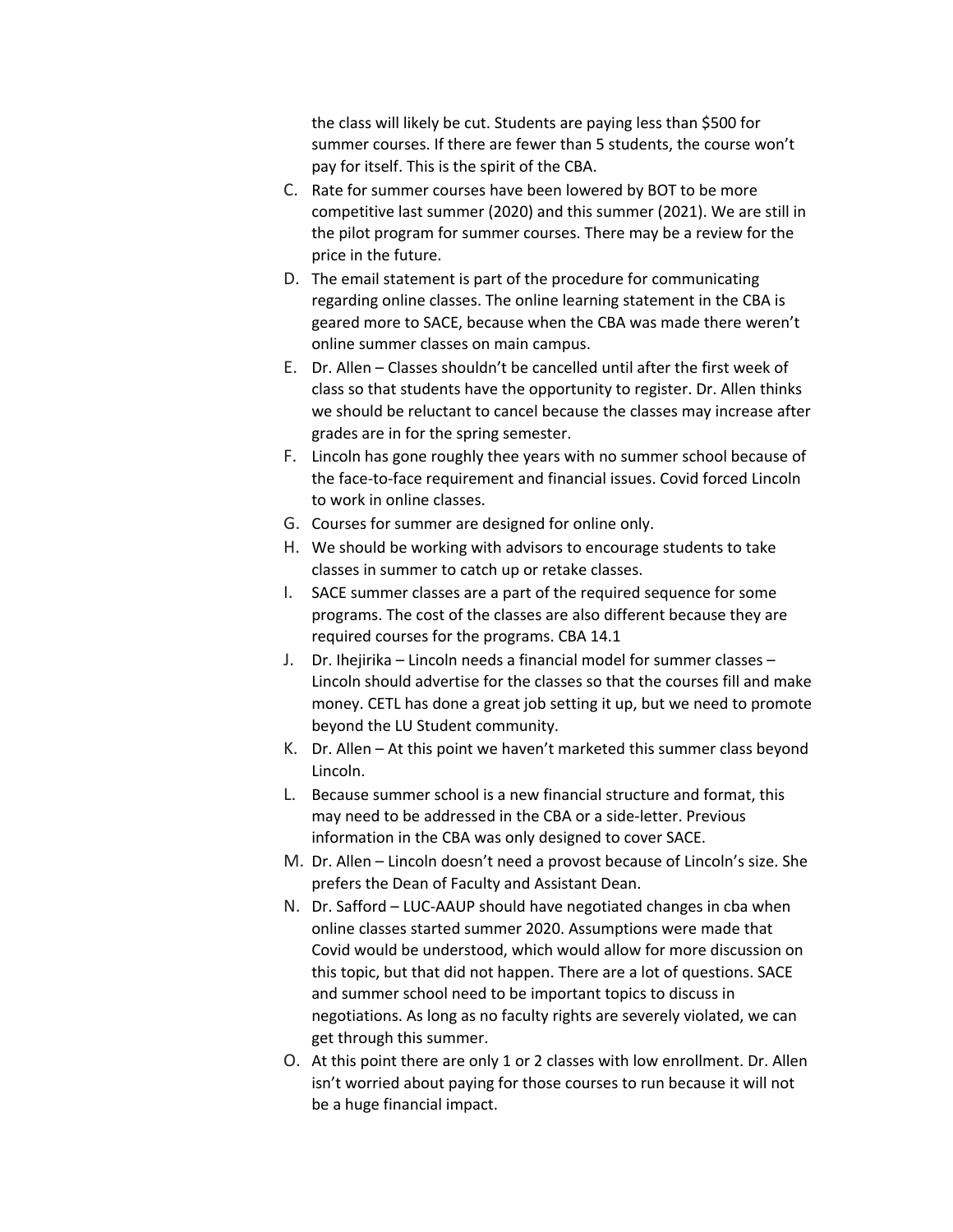the class will likely be cut. Students are paying less than $500 for summer courses. If there are fewer than 5 students, the course won't pay for itself. This is the spirit of the CBA.

C. Rate for summer courses have been lowered by BOT to be more competitive last summer (2020) and this summer (2021). We are still in the pilot program for summer courses. There may be a review for the price in the future.
D. The email statement is part of the procedure for communicating regarding online classes. The online learning statement in the CBA is geared more to SACE, because when the CBA was made there weren't online summer classes on main campus.
E. Dr. Allen – Classes shouldn't be cancelled until after the first week of class so that students have the opportunity to register. Dr. Allen thinks we should be reluctant to cancel because the classes may increase after grades are in for the spring semester.
F. Lincoln has gone roughly thee years with no summer school because of the face-to-face requirement and financial issues. Covid forced Lincoln to work in online classes.
G. Courses for summer are designed for online only.
H. We should be working with advisors to encourage students to take classes in summer to catch up or retake classes.
I. SACE summer classes are a part of the required sequence for some programs. The cost of the classes are also different because they are required courses for the programs. CBA 14.1
J. Dr. Ihejirika – Lincoln needs a financial model for summer classes – Lincoln should advertise for the classes so that the courses fill and make money. CETL has done a great job setting it up, but we need to promote beyond the LU Student community.
K. Dr. Allen – At this point we haven't marketed this summer class beyond Lincoln.
L. Because summer school is a new financial structure and format, this may need to be addressed in the CBA or a side-letter. Previous information in the CBA was only designed to cover SACE.
M. Dr. Allen – Lincoln doesn't need a provost because of Lincoln's size. She prefers the Dean of Faculty and Assistant Dean.
N. Dr. Safford – LUC-AAUP should have negotiated changes in cba when online classes started summer 2020. Assumptions were made that Covid would be understood, which would allow for more discussion on this topic, but that did not happen. There are a lot of questions. SACE and summer school need to be important topics to discuss in negotiations. As long as no faculty rights are severely violated, we can get through this summer.
O. At this point there are only 1 or 2 classes with low enrollment. Dr. Allen isn't worried about paying for those courses to run because it will not be a huge financial impact.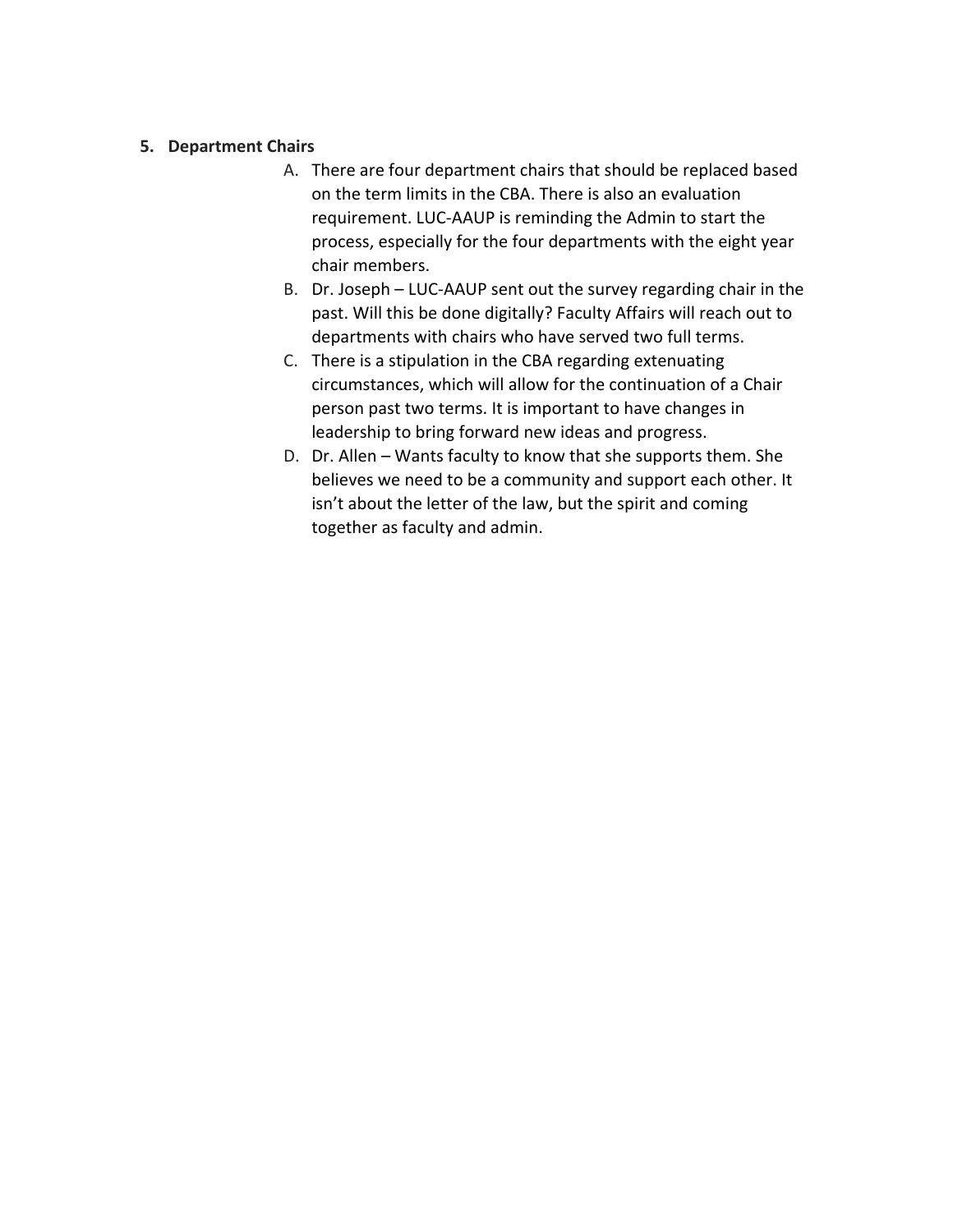5. **Department Chairs**

    A. There are four department chairs that should be replaced based on the term limits in the CBA. There is also an evaluation requirement. LUC-AAUP is reminding the Admin to start the process, especially for the four departments with the eight year chair members.

    B. Dr. Joseph – LUC-AAUP sent out the survey regarding chair in the past. Will this be done digitally? Faculty Affairs will reach out to departments with chairs who have served two full terms.

    C. There is a stipulation in the CBA regarding extenuating circumstances, which will allow for the continuation of a Chair person past two terms. It is important to have changes in leadership to bring forward new ideas and progress.

    D. Dr. Allen – Wants faculty to know that she supports them. She believes we need to be a community and support each other. It isn't about the letter of the law, but the spirit and coming together as faculty and admin.